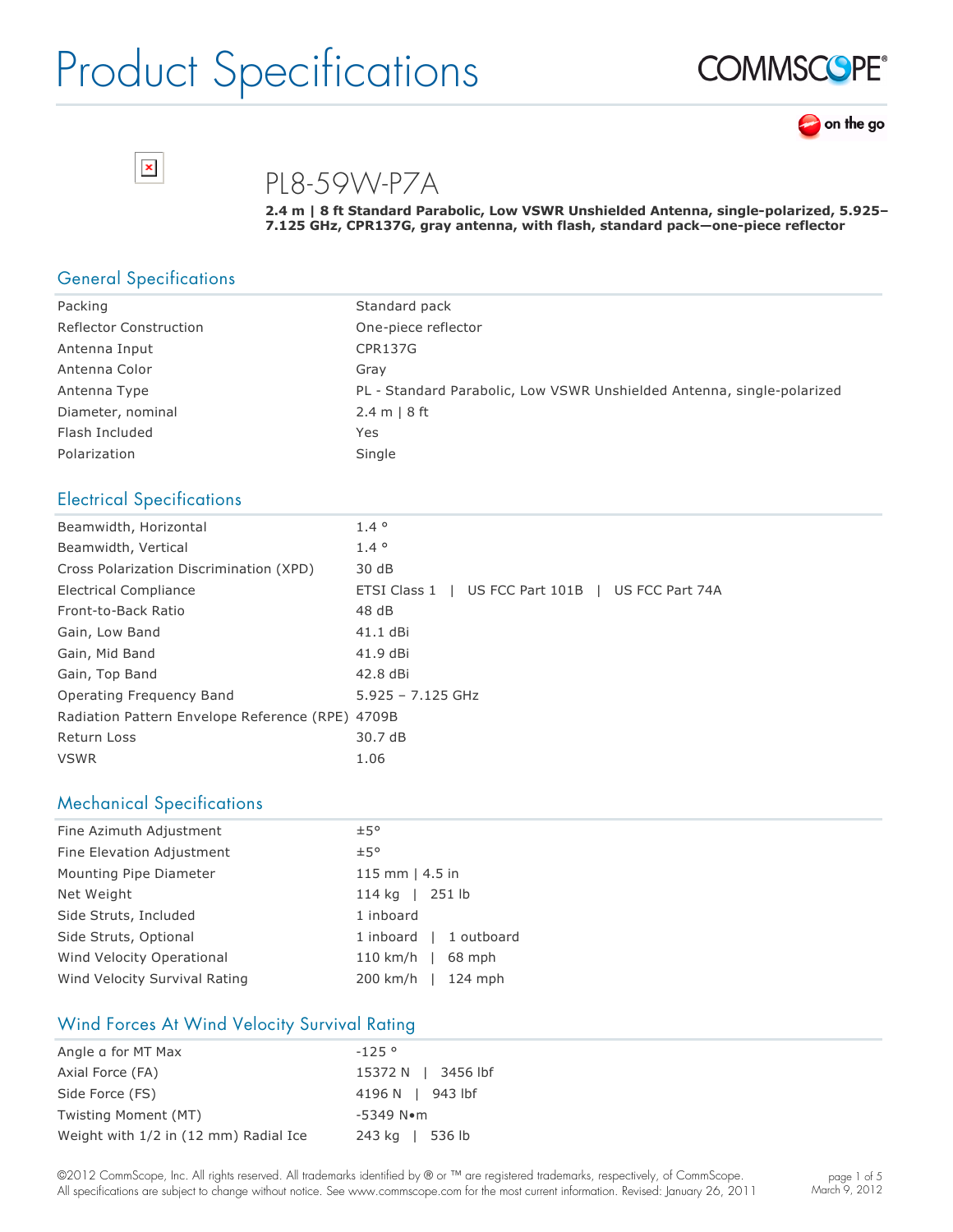# Product Specifications

## PL8-59W-P7A

**2.4 m | 8 ft Standard Parabolic, Low VSWR Unshielded Antenna, single-polarized, 5.925–7.125 GHz, CPR137G, gray antenna, with flash, standard pack—one-piece reflector**

### General Specifications

| | |
|---|---|
| Packing | Standard pack |
| Reflector Construction | One-piece reflector |
| Antenna Input | CPR137G |
| Antenna Color | Gray |
| Antenna Type | PL - Standard Parabolic, Low VSWR Unshielded Antenna, single-polarized |
| Diameter, nominal | 2.4 m \| 8 ft |
| Flash Included | Yes |
| Polarization | Single |

### Electrical Specifications

| | |
|---|---|
| Beamwidth, Horizontal | 1.4 ° |
| Beamwidth, Vertical | 1.4 ° |
| Cross Polarization Discrimination (XPD) | 30 dB |
| Electrical Compliance | ETSI Class 1 \| US FCC Part 101B \| US FCC Part 74A |
| Front-to-Back Ratio | 48 dB |
| Gain, Low Band | 41.1 dBi |
| Gain, Mid Band | 41.9 dBi |
| Gain, Top Band | 42.8 dBi |
| Operating Frequency Band | 5.925 – 7.125 GHz |
| Radiation Pattern Envelope Reference (RPE) | 4709B |
| Return Loss | 30.7 dB |
| VSWR | 1.06 |

### Mechanical Specifications

| | |
|---|---|
| Fine Azimuth Adjustment | ±5° |
| Fine Elevation Adjustment | ±5° |
| Mounting Pipe Diameter | 115 mm \| 4.5 in |
| Net Weight | 114 kg \| 251 lb |
| Side Struts, Included | 1 inboard |
| Side Struts, Optional | 1 inboard \| 1 outboard |
| Wind Velocity Operational | 110 km/h \| 68 mph |
| Wind Velocity Survival Rating | 200 km/h \| 124 mph |

### Wind Forces At Wind Velocity Survival Rating

| | |
|---|---|
| Angle α for MT Max | -125 ° |
| Axial Force (FA) | 15372 N \| 3456 lbf |
| Side Force (FS) | 4196 N \| 943 lbf |
| Twisting Moment (MT) | -5349 N•m |
| Weight with 1/2 in (12 mm) Radial Ice | 243 kg \| 536 lb |

©2012 CommScope, Inc. All rights reserved. All trademarks identified by ® or ™ are registered trademarks, respectively, of CommScope. All specifications are subject to change without notice. See www.commscope.com for the most current information. Revised: January 26, 2011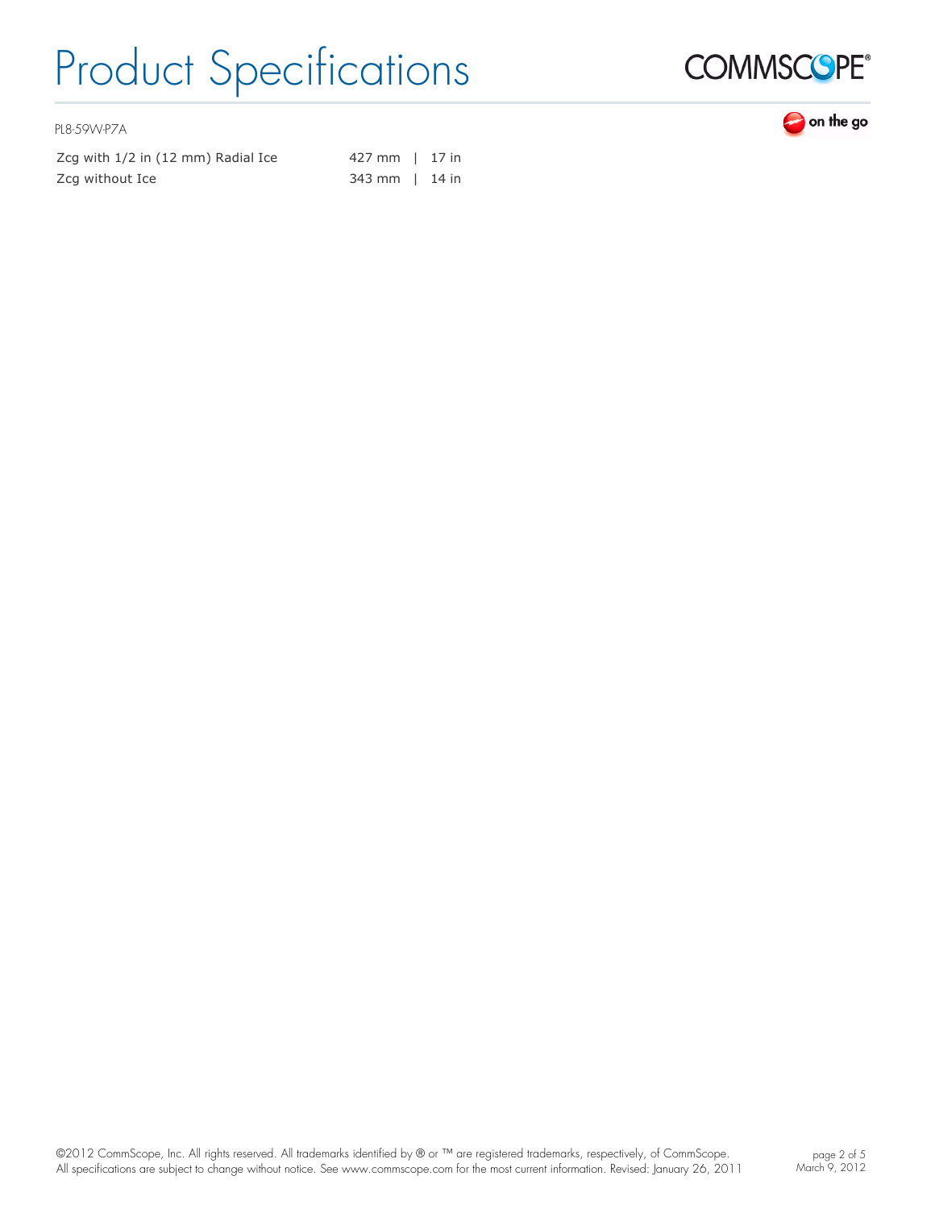PL8-59W-P7A

| | |
|---|---|
| Zcg with 1/2 in (12 mm) Radial Ice | 427 mm \| 17 in |
| Zcg without Ice | 343 mm \| 14 in |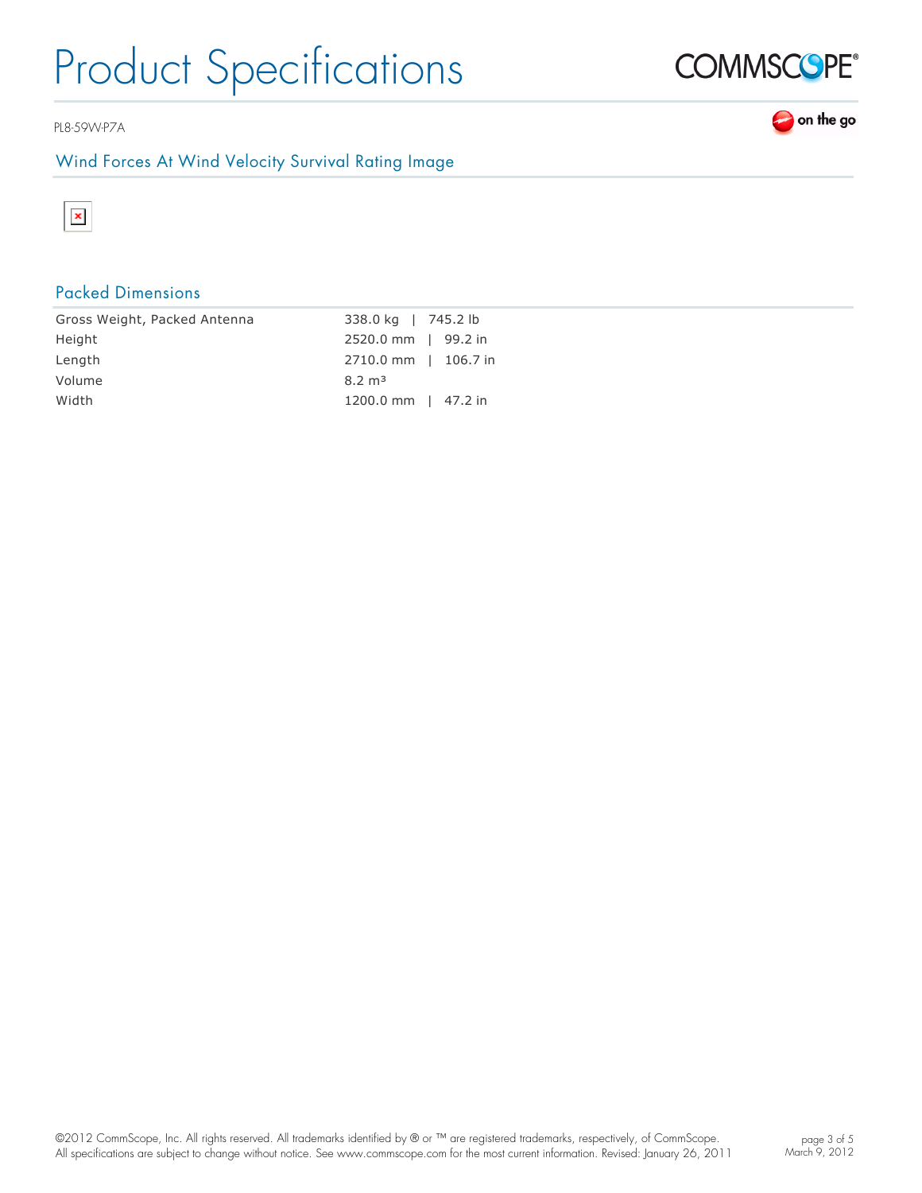## Wind Forces At Wind Velocity Survival Rating Image

## Packed Dimensions

| | |
|---|---|
| Gross Weight, Packed Antenna | 338.0 kg \| 745.2 lb |
| Height | 2520.0 mm \| 99.2 in |
| Length | 2710.0 mm \| 106.7 in |
| Volume | 8.2 m³ |
| Width | 1200.0 mm \| 47.2 in |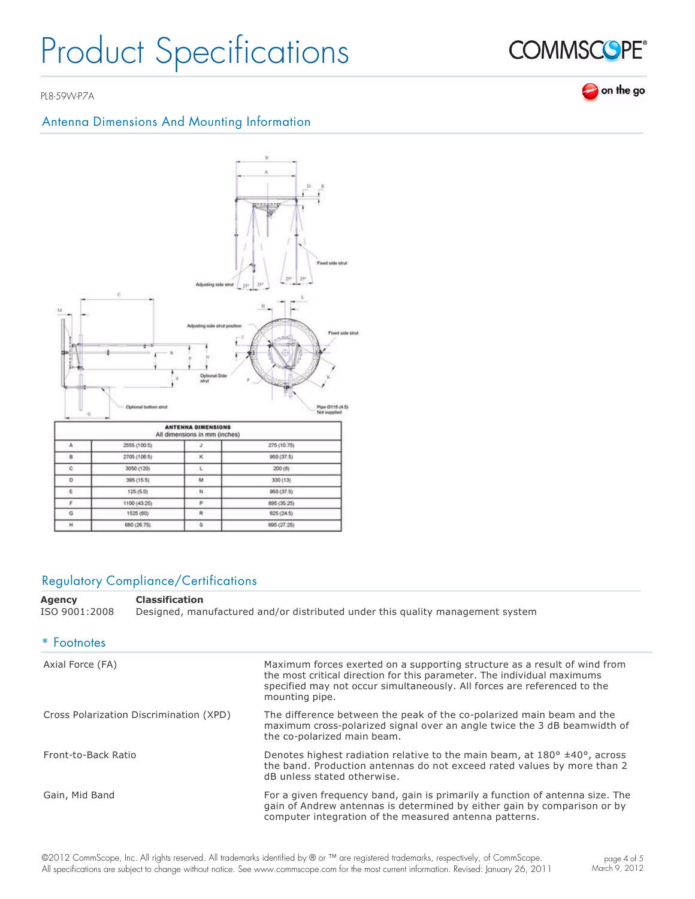## Antenna Dimensions And Mounting Information

| ANTENNA DIMENSIONS All dimensions in mm (inches) | | | |
|---|---|---|---|
| A | 2555 (100.5) | J | 275 (10.75) |
| B | 2705 (106.5) | K | 950 (37.5) |
| C | 3050 (120) | L | 200 (8) |
| D | 395 (15.5) | M | 330 (13) |
| E | 125 (5.0) | N | 950 (37.5) |
| F | 1100 (43.25) | P | 895 (35.25) |
| G | 1525 (60) | R | 625 (24.5) |
| H | 680 (26.75) | S | 695 (27.25) |

## Regulatory Compliance/Certifications

| Agency | Classification |
|---|---|
| ISO 9001:2008 | Designed, manufactured and/or distributed under this quality management system |

## * Footnotes

| | |
|---|---|
| Axial Force (FA) | Maximum forces exerted on a supporting structure as a result of wind from the most critical direction for this parameter. The individual maximums specified may not occur simultaneously. All forces are referenced to the mounting pipe. |
| Cross Polarization Discrimination (XPD) | The difference between the peak of the co-polarized main beam and the maximum cross-polarized signal over an angle twice the 3 dB beamwidth of the co-polarized main beam. |
| Front-to-Back Ratio | Denotes highest radiation relative to the main beam, at 180° ±40°, across the band. Production antennas do not exceed rated values by more than 2 dB unless stated otherwise. |
| Gain, Mid Band | For a given frequency band, gain is primarily a function of antenna size. The gain of Andrew antennas is determined by either gain by comparison or by computer integration of the measured antenna patterns. |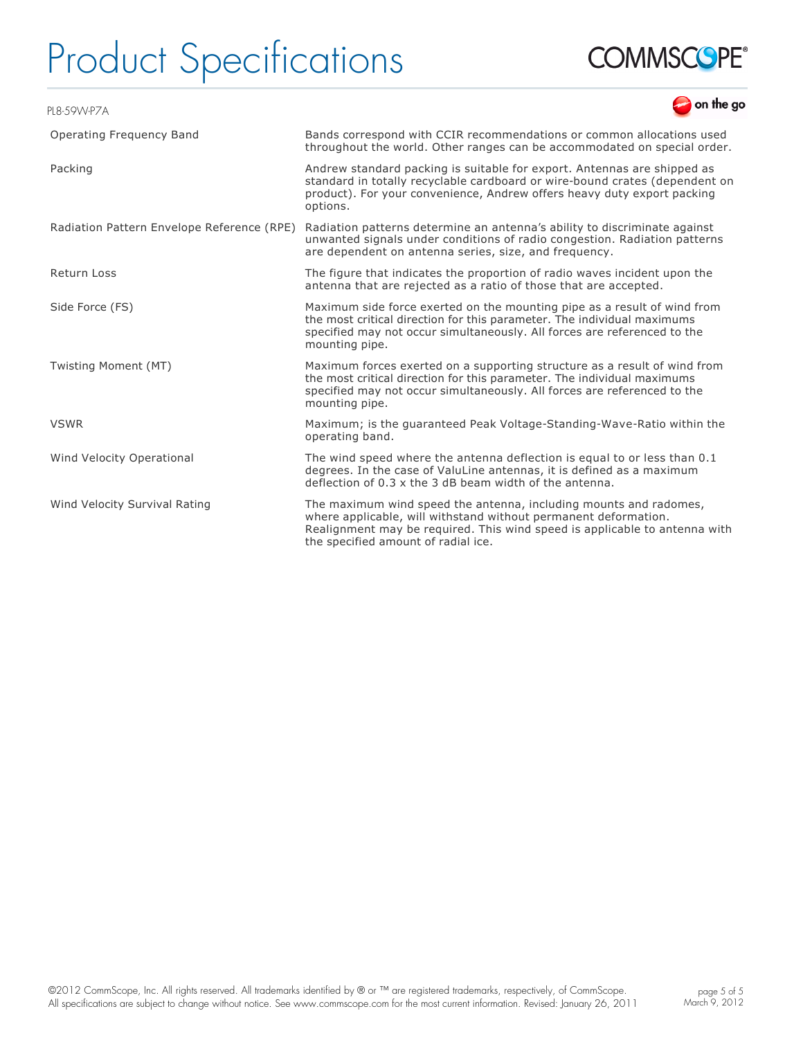| | |
|---|---|
| Operating Frequency Band | Bands correspond with CCIR recommendations or common allocations used throughout the world. Other ranges can be accommodated on special order. |
| Packing | Andrew standard packing is suitable for export. Antennas are shipped as standard in totally recyclable cardboard or wire-bound crates (dependent on product). For your convenience, Andrew offers heavy duty export packing options. |
| Radiation Pattern Envelope Reference (RPE) | Radiation patterns determine an antenna's ability to discriminate against unwanted signals under conditions of radio congestion. Radiation patterns are dependent on antenna series, size, and frequency. |
| Return Loss | The figure that indicates the proportion of radio waves incident upon the antenna that are rejected as a ratio of those that are accepted. |
| Side Force (FS) | Maximum side force exerted on the mounting pipe as a result of wind from the most critical direction for this parameter. The individual maximums specified may not occur simultaneously. All forces are referenced to the mounting pipe. |
| Twisting Moment (MT) | Maximum forces exerted on a supporting structure as a result of wind from the most critical direction for this parameter. The individual maximums specified may not occur simultaneously. All forces are referenced to the mounting pipe. |
| VSWR | Maximum; is the guaranteed Peak Voltage-Standing-Wave-Ratio within the operating band. |
| Wind Velocity Operational | The wind speed where the antenna deflection is equal to or less than 0.1 degrees. In the case of ValuLine antennas, it is defined as a maximum deflection of 0.3 x the 3 dB beam width of the antenna. |
| Wind Velocity Survival Rating | The maximum wind speed the antenna, including mounts and radomes, where applicable, will withstand without permanent deformation. Realignment may be required. This wind speed is applicable to antenna with the specified amount of radial ice. |